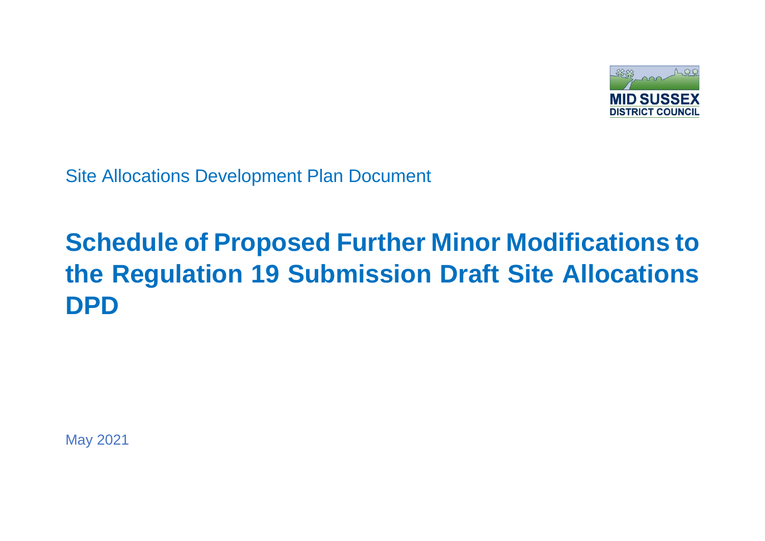MID SUSSEX DISTRICT COUNCIL

Site Allocations Development Plan Document

# Schedule of Proposed Further Minor Modifications to the Regulation 19 Submission Draft Site Allocations DPD

May 2021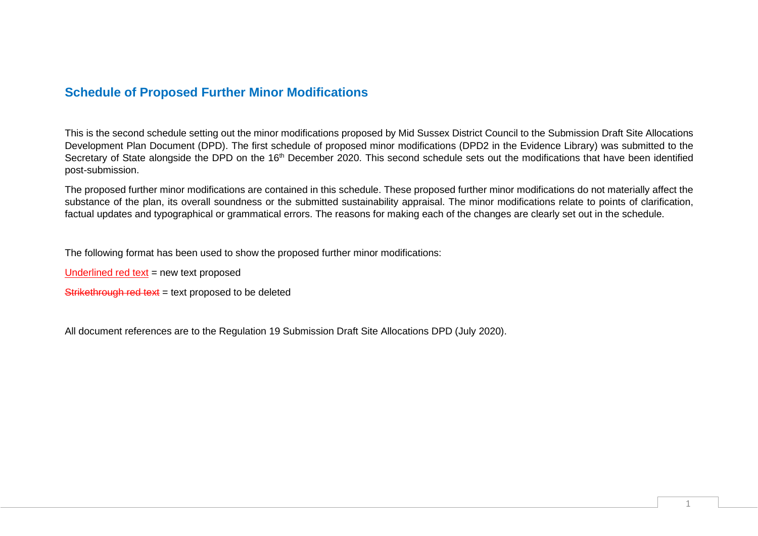## Schedule of Proposed Further Minor Modifications

This is the second schedule setting out the minor modifications proposed by Mid Sussex District Council to the Submission Draft Site Allocations Development Plan Document (DPD). The first schedule of proposed minor modifications (DPD2 in the Evidence Library) was submitted to the Secretary of State alongside the DPD on the 16th December 2020. This second schedule sets out the modifications that have been identified post-submission.

The proposed further minor modifications are contained in this schedule. These proposed further minor modifications do not materially affect the substance of the plan, its overall soundness or the submitted sustainability appraisal. The minor modifications relate to points of clarification, factual updates and typographical or grammatical errors. The reasons for making each of the changes are clearly set out in the schedule.

The following format has been used to show the proposed further minor modifications:

<u>Underlined red text</u> = new text proposed

~~Strikethrough red text~~ = text proposed to be deleted

All document references are to the Regulation 19 Submission Draft Site Allocations DPD (July 2020).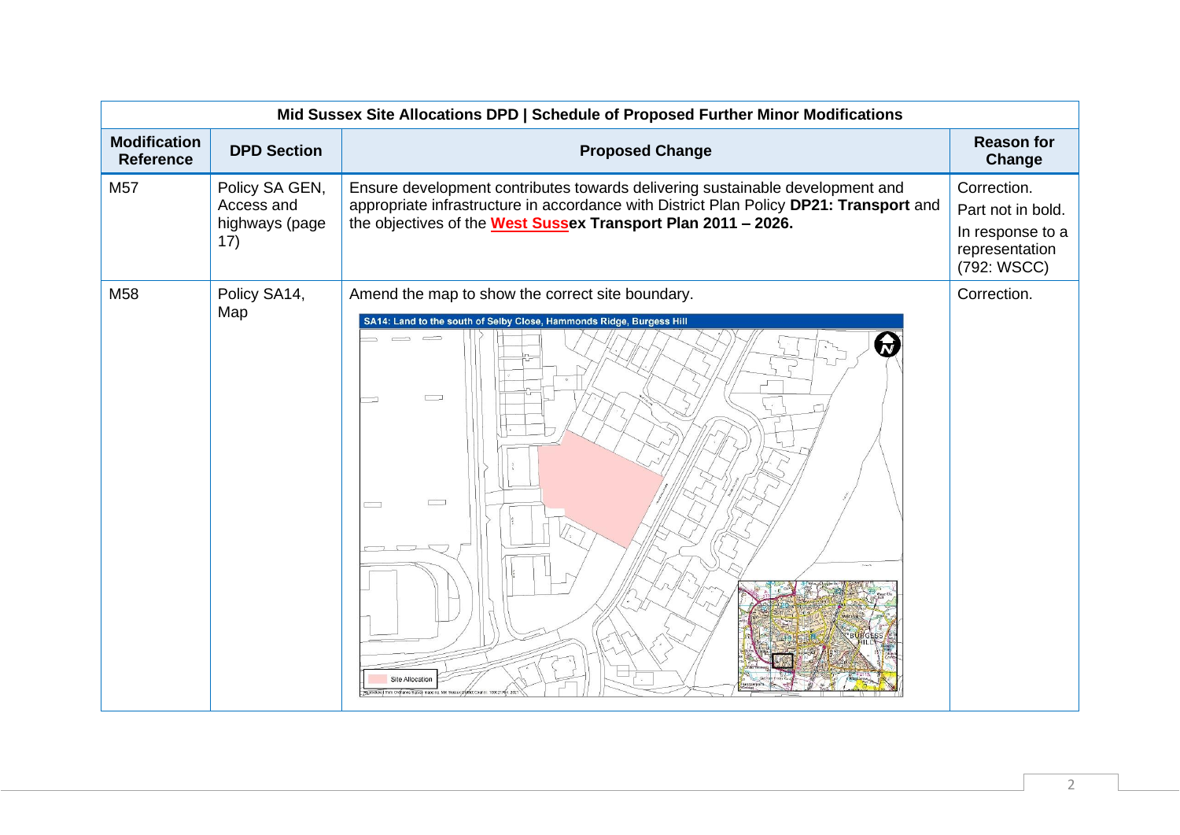| Mid Sussex Site Allocations DPD \| Schedule of Proposed Further Minor Modifications | | | |
|---|---|---|---|
| **Modification Reference** | **DPD Section** | **Proposed Change** | **Reason for Change** |
| M57 | Policy SA GEN, Access and highways (page 17) | Ensure development contributes towards delivering sustainable development and appropriate infrastructure in accordance with District Plan Policy **DP21: Transport** and the objectives of the **West Sussex Transport Plan 2011 – 2026.** | Correction. Part not in bold. In response to a representation (792: WSCC) |
| M58 | Policy SA14, Map | Amend the map to show the correct site boundary. SA14: Land to the south of Selby Close, Hammonds Ridge, Burgess Hill | Correction. |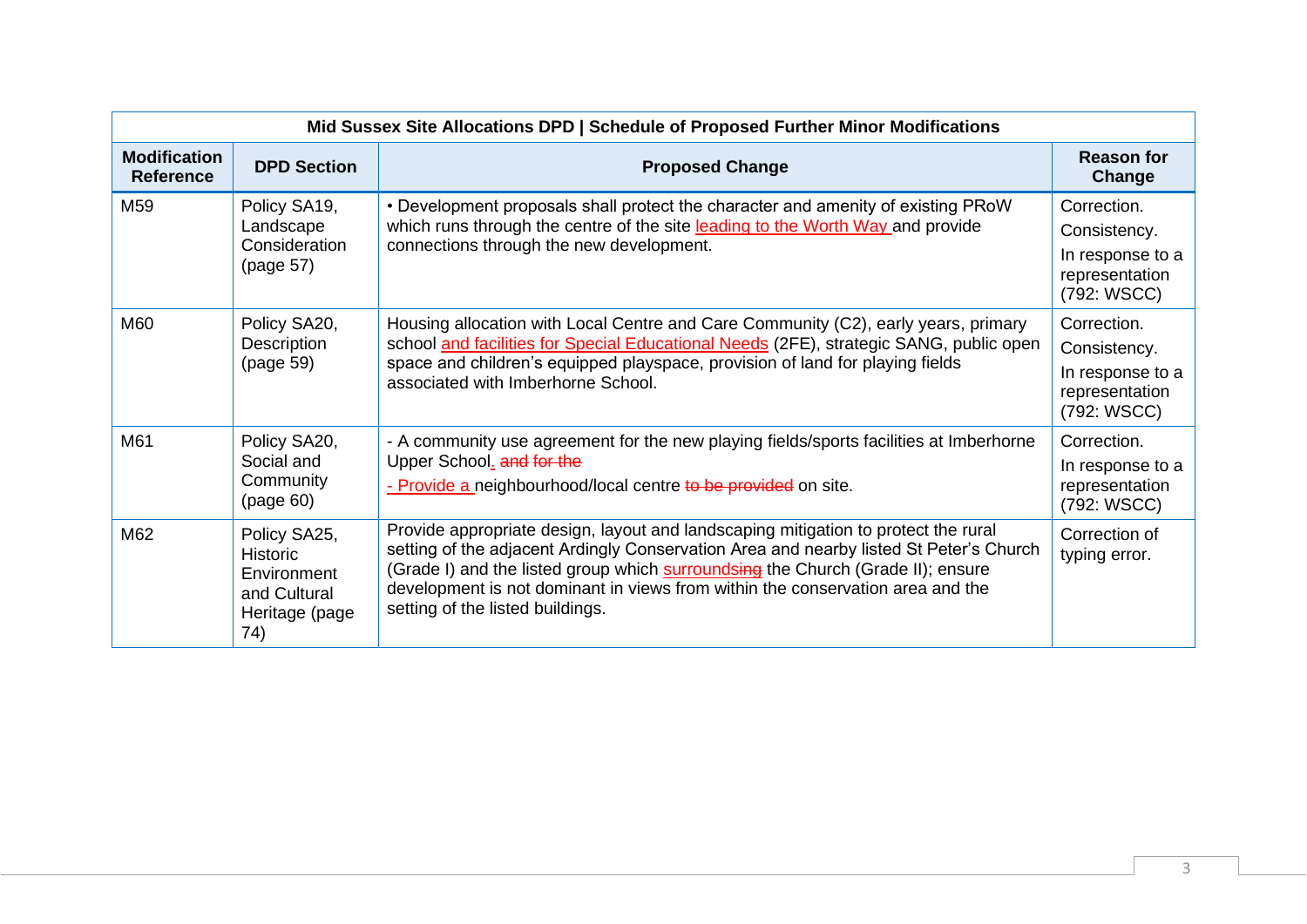| Mid Sussex Site Allocations DPD \| Schedule of Proposed Further Minor Modifications | | | |
|---|---|---|---|
| **Modification Reference** | **DPD Section** | **Proposed Change** | **Reason for Change** |
| M59 | Policy SA19, Landscape Consideration (page 57) | • Development proposals shall protect the character and amenity of existing PRoW which runs through the centre of the site <u>leading to the Worth Way</u> and provide connections through the new development. | Correction. Consistency. In response to a representation (792: WSCC) |
| M60 | Policy SA20, Description (page 59) | Housing allocation with Local Centre and Care Community (C2), early years, primary school <u>and facilities for Special Educational Needs</u> (2FE), strategic SANG, public open space and children's equipped playspace, provision of land for playing fields associated with Imberhorne School. | Correction. Consistency. In response to a representation (792: WSCC) |
| M61 | Policy SA20, Social and Community (page 60) | - A community use agreement for the new playing fields/sports facilities at Imberhorne Upper School<u>.</u> ~~and for the~~<br><u>- Provide a</u> neighbourhood/local centre ~~to be provided~~ on site. | Correction. In response to a representation (792: WSCC) |
| M62 | Policy SA25, Historic Environment and Cultural Heritage (page 74) | Provide appropriate design, layout and landscaping mitigation to protect the rural setting of the adjacent Ardingly Conservation Area and nearby listed St Peter's Church (Grade I) and the listed group which <u>surrounds</u>~~ing~~ the Church (Grade II); ensure development is not dominant in views from within the conservation area and the setting of the listed buildings. | Correction of typing error. |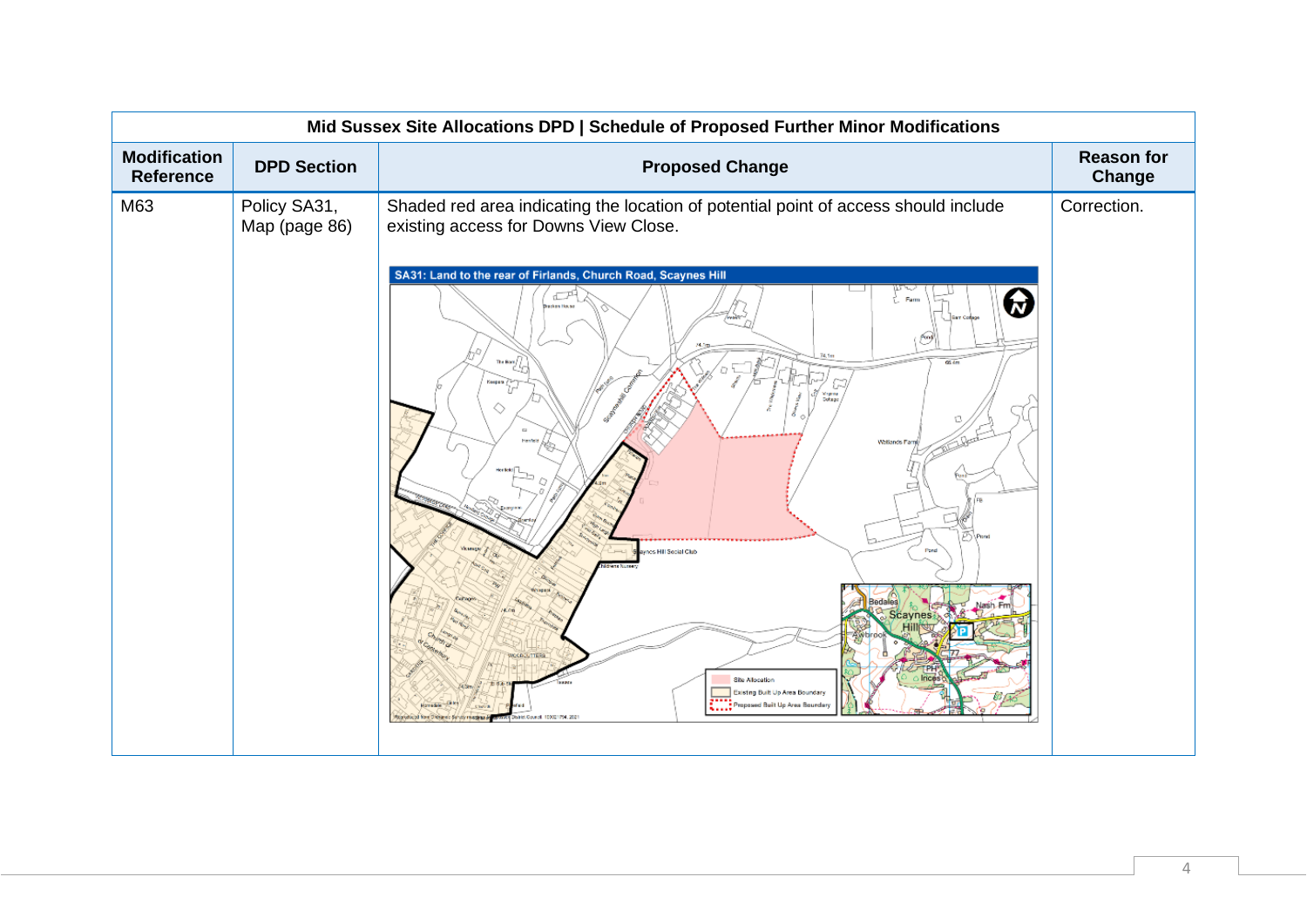| Mid Sussex Site Allocations DPD \| Schedule of Proposed Further Minor Modifications | | | |
|---|---|---|---|
| **Modification Reference** | **DPD Section** | **Proposed Change** | **Reason for Change** |
| M63 | Policy SA31, Map (page 86) | Shaded red area indicating the location of potential point of access should include existing access for Downs View Close.<br><br>SA31: Land to the rear of Firlands, Church Road, Scaynes Hill | Correction. |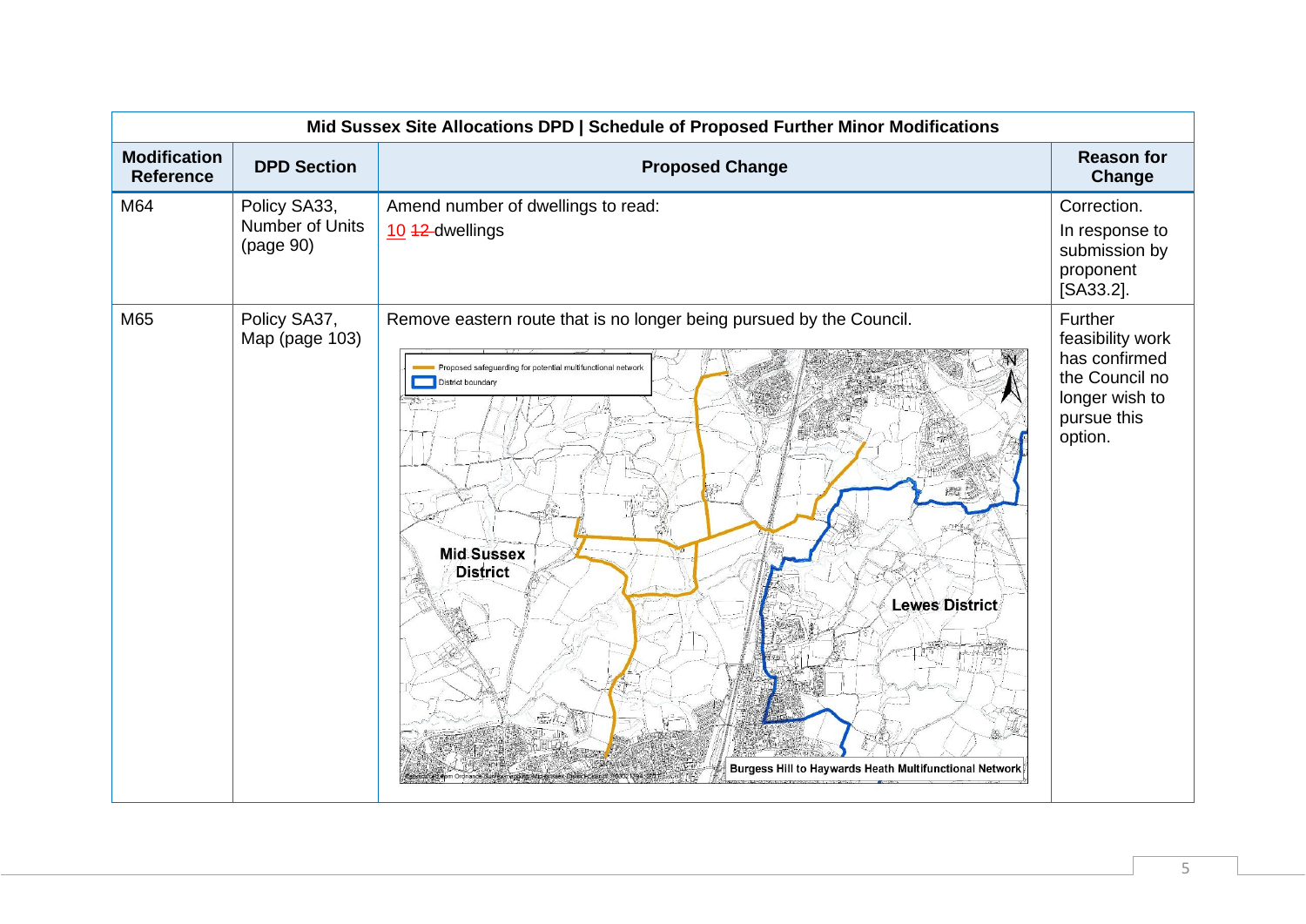| Mid Sussex Site Allocations DPD \| Schedule of Proposed Further Minor Modifications | | | |
|---|---|---|---|
| **Modification Reference** | **DPD Section** | **Proposed Change** | **Reason for Change** |
| M64 | Policy SA33, Number of Units (page 90) | Amend number of dwellings to read:<br><ins>10</ins> ~~12~~ dwellings | Correction.<br>In response to submission by proponent [SA33.2]. |
| M65 | Policy SA37, Map (page 103) | Remove eastern route that is no longer being pursued by the Council.<br>Proposed safeguarding for potential multifunctional network<br>District boundary<br>Mid Sussex District<br>Lewes District<br>Burgess Hill to Haywards Heath Multifunctional Network | Further feasibility work has confirmed the Council no longer wish to pursue this option. |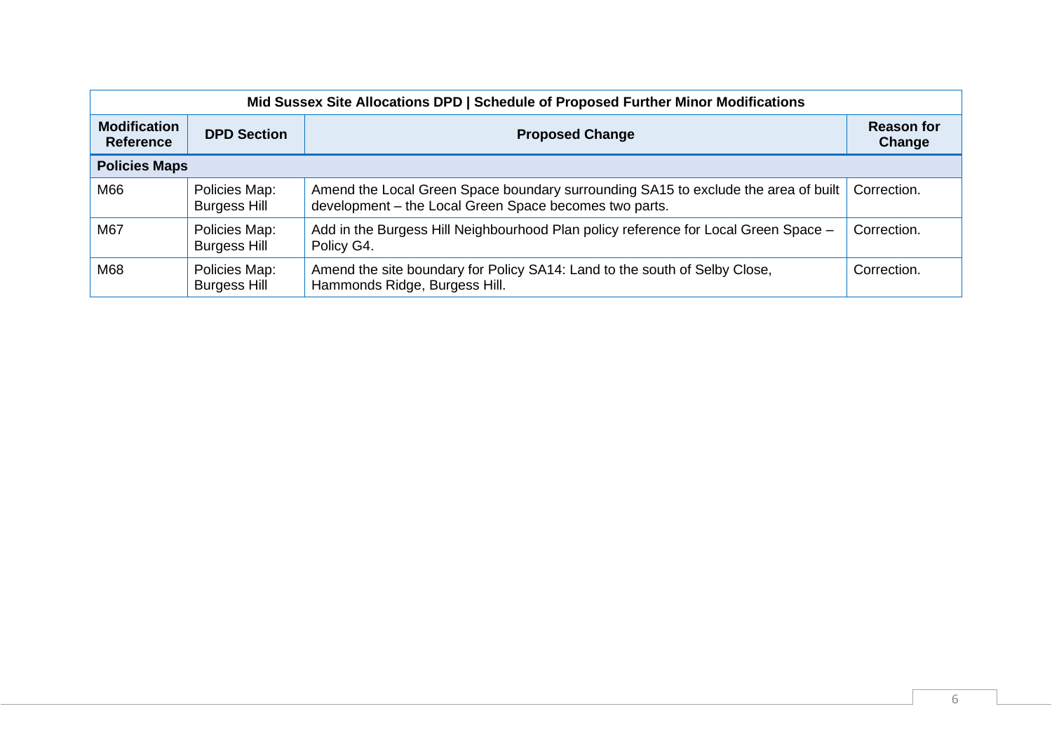| Mid Sussex Site Allocations DPD \| Schedule of Proposed Further Minor Modifications | | | |
|---|---|---|---|
| **Modification Reference** | **DPD Section** | **Proposed Change** | **Reason for Change** |
| **Policies Maps** | | | |
| M66 | Policies Map: Burgess Hill | Amend the Local Green Space boundary surrounding SA15 to exclude the area of built development – the Local Green Space becomes two parts. | Correction. |
| M67 | Policies Map: Burgess Hill | Add in the Burgess Hill Neighbourhood Plan policy reference for Local Green Space – Policy G4. | Correction. |
| M68 | Policies Map: Burgess Hill | Amend the site boundary for Policy SA14: Land to the south of Selby Close, Hammonds Ridge, Burgess Hill. | Correction. |